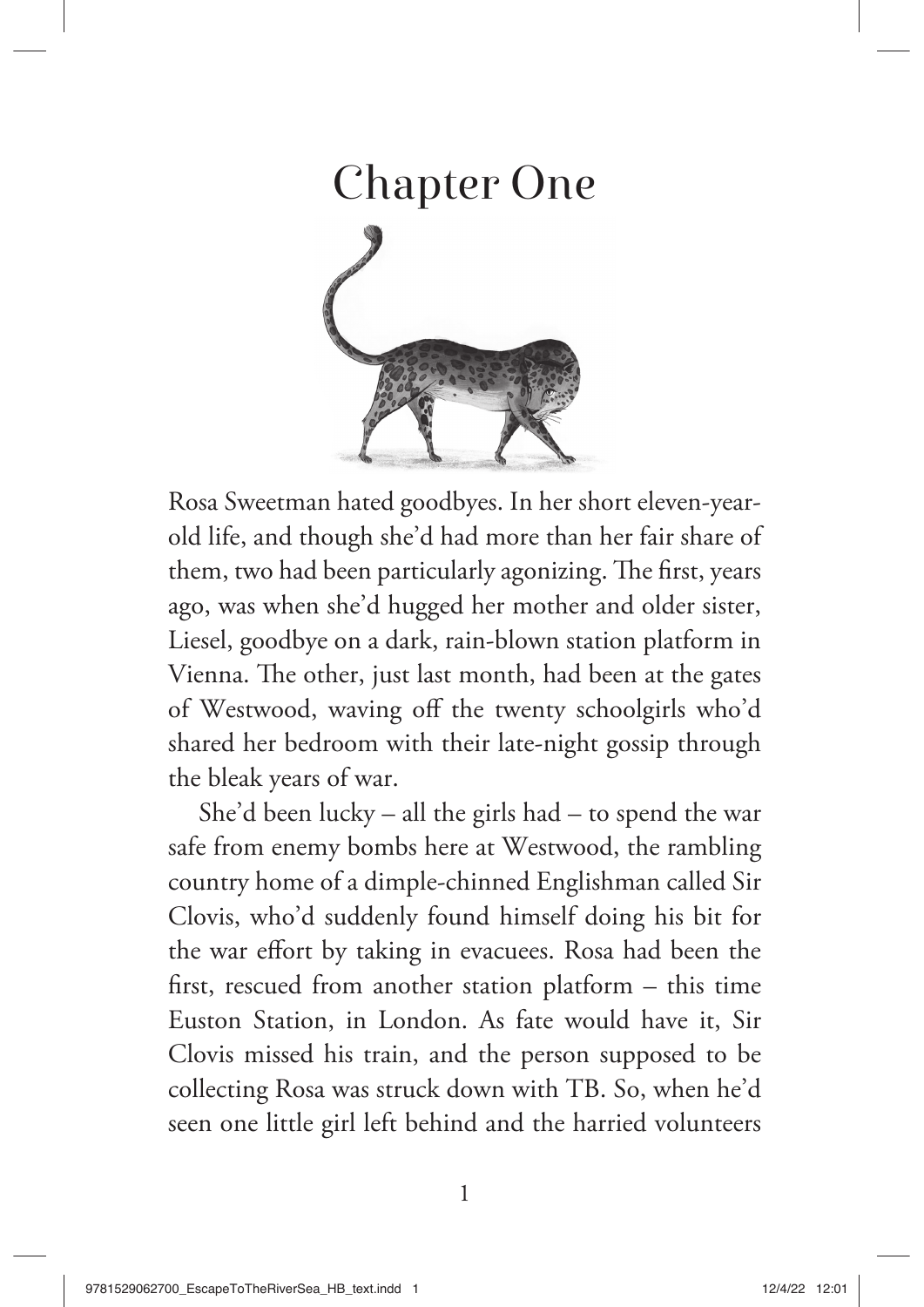# Chapter One

Rosa Sweetman hated goodbyes. In her short eleven-year-old life, and though she'd had more than her fair share of them, two had been particularly agonizing. The first, years ago, was when she'd hugged her mother and older sister, Liesel, goodbye on a dark, rain-blown station platform in Vienna. The other, just last month, had been at the gates of Westwood, waving off the twenty schoolgirls who'd shared her bedroom with their late-night gossip through the bleak years of war.

She'd been lucky – all the girls had – to spend the war safe from enemy bombs here at Westwood, the rambling country home of a dimple-chinned Englishman called Sir Clovis, who'd suddenly found himself doing his bit for the war effort by taking in evacuees. Rosa had been the first, rescued from another station platform – this time Euston Station, in London. As fate would have it, Sir Clovis missed his train, and the person supposed to be collecting Rosa was struck down with TB. So, when he'd seen one little girl left behind and the harried volunteers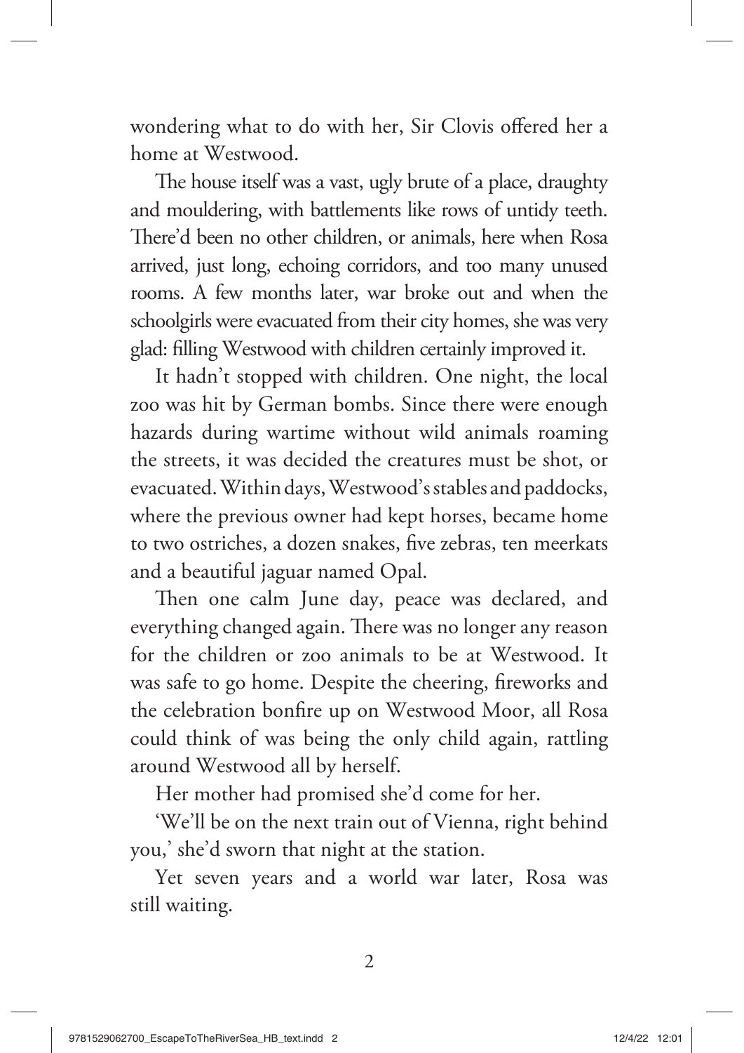wondering what to do with her, Sir Clovis offered her a home at Westwood.

The house itself was a vast, ugly brute of a place, draughty and mouldering, with battlements like rows of untidy teeth. There'd been no other children, or animals, here when Rosa arrived, just long, echoing corridors, and too many unused rooms. A few months later, war broke out and when the schoolgirls were evacuated from their city homes, she was very glad: filling Westwood with children certainly improved it.

It hadn't stopped with children. One night, the local zoo was hit by German bombs. Since there were enough hazards during wartime without wild animals roaming the streets, it was decided the creatures must be shot, or evacuated. Within days, Westwood's stables and paddocks, where the previous owner had kept horses, became home to two ostriches, a dozen snakes, five zebras, ten meerkats and a beautiful jaguar named Opal.

Then one calm June day, peace was declared, and everything changed again. There was no longer any reason for the children or zoo animals to be at Westwood. It was safe to go home. Despite the cheering, fireworks and the celebration bonfire up on Westwood Moor, all Rosa could think of was being the only child again, rattling around Westwood all by herself.

Her mother had promised she'd come for her.

'We'll be on the next train out of Vienna, right behind you,' she'd sworn that night at the station.

Yet seven years and a world war later, Rosa was still waiting.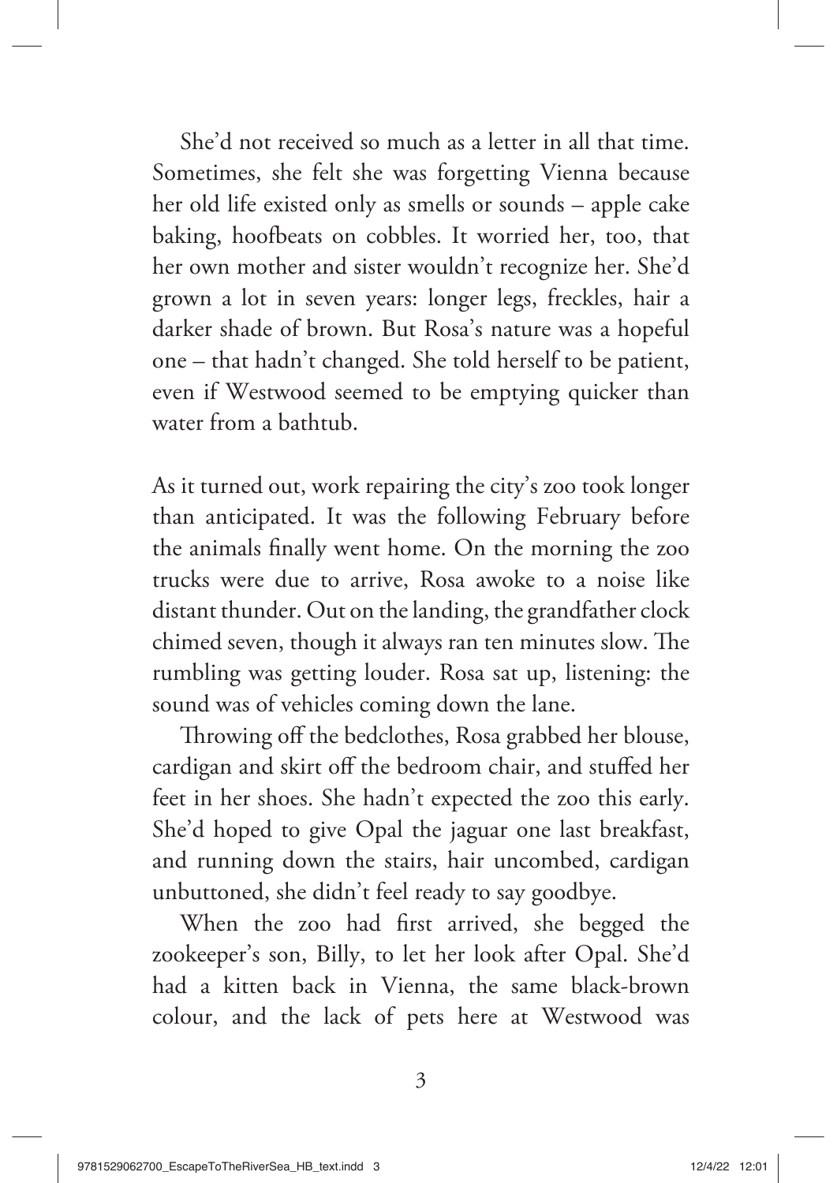She'd not received so much as a letter in all that time. Sometimes, she felt she was forgetting Vienna because her old life existed only as smells or sounds – apple cake baking, hoofbeats on cobbles. It worried her, too, that her own mother and sister wouldn't recognize her. She'd grown a lot in seven years: longer legs, freckles, hair a darker shade of brown. But Rosa's nature was a hopeful one – that hadn't changed. She told herself to be patient, even if Westwood seemed to be emptying quicker than water from a bathtub.

As it turned out, work repairing the city's zoo took longer than anticipated. It was the following February before the animals finally went home. On the morning the zoo trucks were due to arrive, Rosa awoke to a noise like distant thunder. Out on the landing, the grandfather clock chimed seven, though it always ran ten minutes slow. The rumbling was getting louder. Rosa sat up, listening: the sound was of vehicles coming down the lane.

Throwing off the bedclothes, Rosa grabbed her blouse, cardigan and skirt off the bedroom chair, and stuffed her feet in her shoes. She hadn't expected the zoo this early. She'd hoped to give Opal the jaguar one last breakfast, and running down the stairs, hair uncombed, cardigan unbuttoned, she didn't feel ready to say goodbye.

When the zoo had first arrived, she begged the zookeeper's son, Billy, to let her look after Opal. She'd had a kitten back in Vienna, the same black-brown colour, and the lack of pets here at Westwood was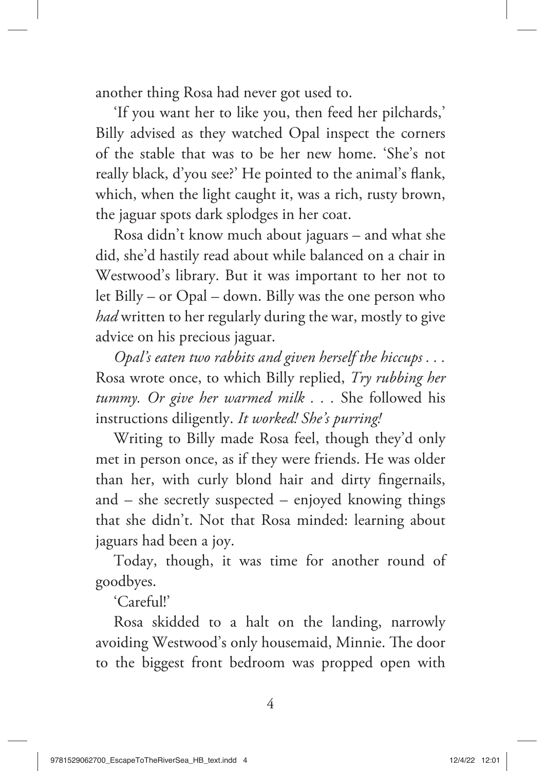another thing Rosa had never got used to.

'If you want her to like you, then feed her pilchards,' Billy advised as they watched Opal inspect the corners of the stable that was to be her new home. 'She's not really black, d'you see?' He pointed to the animal's flank, which, when the light caught it, was a rich, rusty brown, the jaguar spots dark splodges in her coat.

Rosa didn't know much about jaguars – and what she did, she'd hastily read about while balanced on a chair in Westwood's library. But it was important to her not to let Billy – or Opal – down. Billy was the one person who *had* written to her regularly during the war, mostly to give advice on his precious jaguar.

*Opal's eaten two rabbits and given herself the hiccups . . .* Rosa wrote once, to which Billy replied, *Try rubbing her tummy. Or give her warmed milk . . .* She followed his instructions diligently. *It worked! She's purring!*

Writing to Billy made Rosa feel, though they'd only met in person once, as if they were friends. He was older than her, with curly blond hair and dirty fingernails, and – she secretly suspected – enjoyed knowing things that she didn't. Not that Rosa minded: learning about jaguars had been a joy.

Today, though, it was time for another round of goodbyes.

'Careful!'

Rosa skidded to a halt on the landing, narrowly avoiding Westwood's only housemaid, Minnie. The door to the biggest front bedroom was propped open with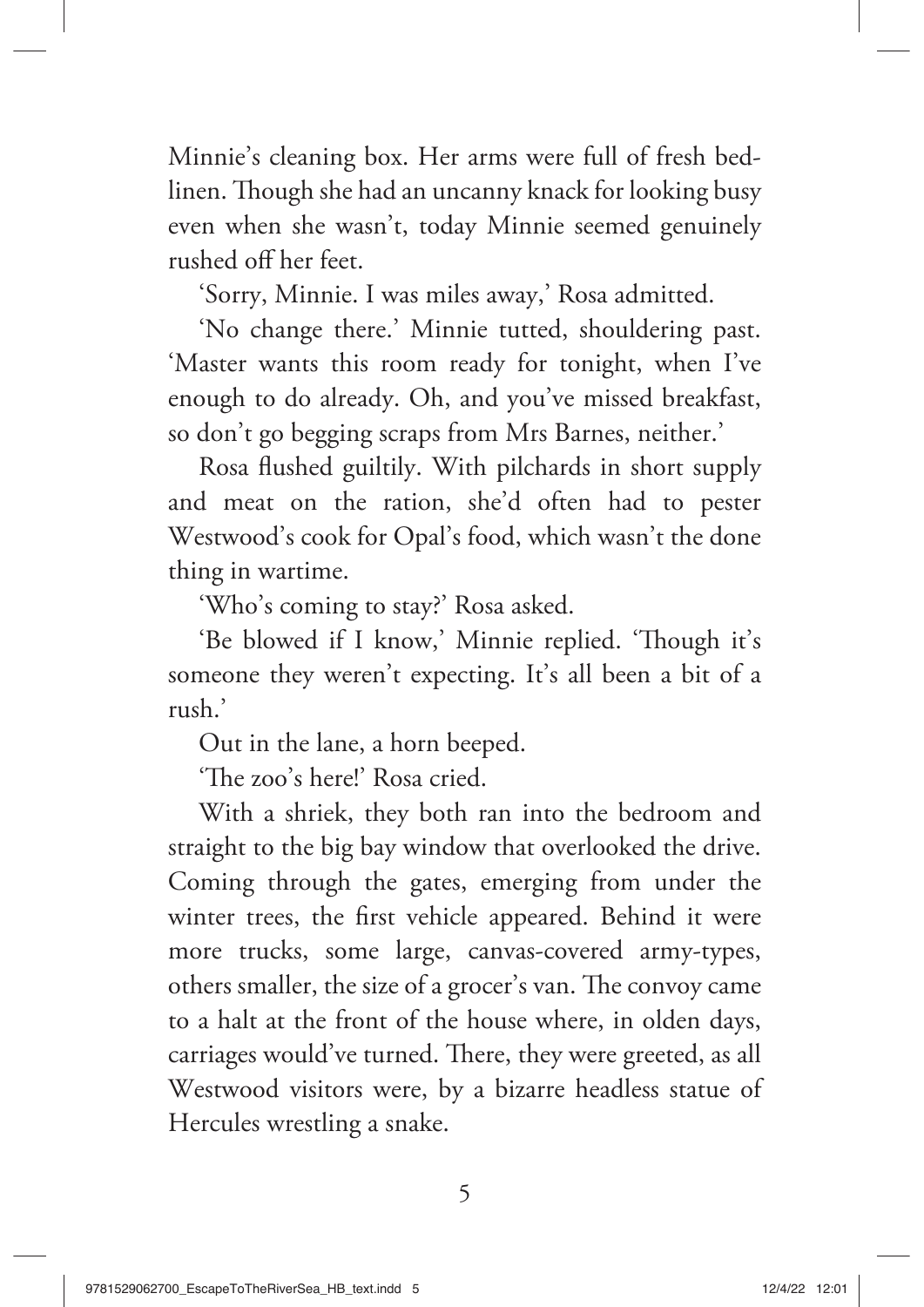Minnie's cleaning box. Her arms were full of fresh bed-linen. Though she had an uncanny knack for looking busy even when she wasn't, today Minnie seemed genuinely rushed off her feet.

'Sorry, Minnie. I was miles away,' Rosa admitted.

'No change there.' Minnie tutted, shouldering past. 'Master wants this room ready for tonight, when I've enough to do already. Oh, and you've missed breakfast, so don't go begging scraps from Mrs Barnes, neither.'

Rosa flushed guiltily. With pilchards in short supply and meat on the ration, she'd often had to pester Westwood's cook for Opal's food, which wasn't the done thing in wartime.

'Who's coming to stay?' Rosa asked.

'Be blowed if I know,' Minnie replied. 'Though it's someone they weren't expecting. It's all been a bit of a rush.'

Out in the lane, a horn beeped.

'The zoo's here!' Rosa cried.

With a shriek, they both ran into the bedroom and straight to the big bay window that overlooked the drive. Coming through the gates, emerging from under the winter trees, the first vehicle appeared. Behind it were more trucks, some large, canvas-covered army-types, others smaller, the size of a grocer's van. The convoy came to a halt at the front of the house where, in olden days, carriages would've turned. There, they were greeted, as all Westwood visitors were, by a bizarre headless statue of Hercules wrestling a snake.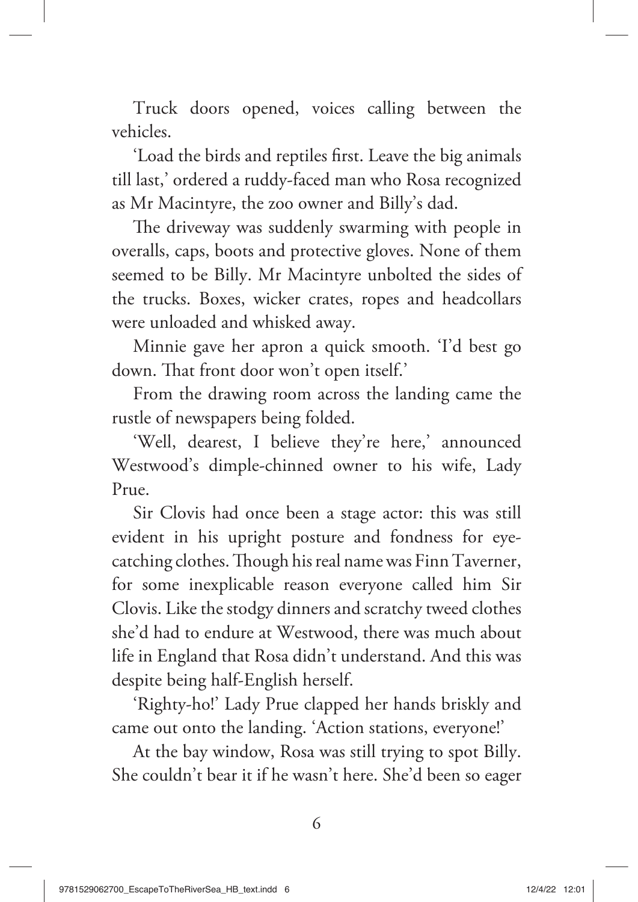Truck doors opened, voices calling between the vehicles.

'Load the birds and reptiles first. Leave the big animals till last,' ordered a ruddy-faced man who Rosa recognized as Mr Macintyre, the zoo owner and Billy's dad.

The driveway was suddenly swarming with people in overalls, caps, boots and protective gloves. None of them seemed to be Billy. Mr Macintyre unbolted the sides of the trucks. Boxes, wicker crates, ropes and headcollars were unloaded and whisked away.

Minnie gave her apron a quick smooth. 'I'd best go down. That front door won't open itself.'

From the drawing room across the landing came the rustle of newspapers being folded.

'Well, dearest, I believe they're here,' announced Westwood's dimple-chinned owner to his wife, Lady Prue.

Sir Clovis had once been a stage actor: this was still evident in his upright posture and fondness for eye-catching clothes. Though his real name was Finn Taverner, for some inexplicable reason everyone called him Sir Clovis. Like the stodgy dinners and scratchy tweed clothes she'd had to endure at Westwood, there was much about life in England that Rosa didn't understand. And this was despite being half-English herself.

'Righty-ho!' Lady Prue clapped her hands briskly and came out onto the landing. 'Action stations, everyone!'

At the bay window, Rosa was still trying to spot Billy. She couldn't bear it if he wasn't here. She'd been so eager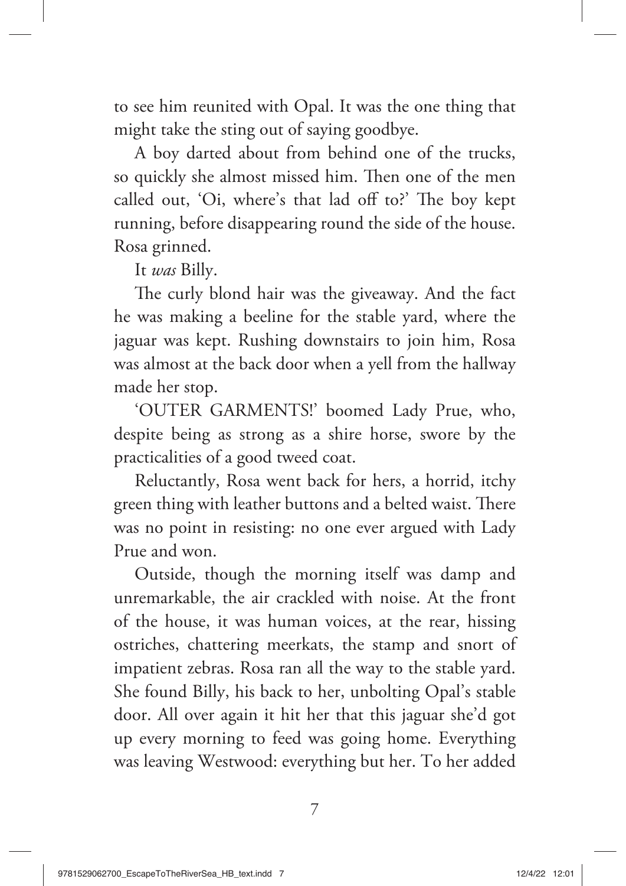to see him reunited with Opal. It was the one thing that might take the sting out of saying goodbye.

A boy darted about from behind one of the trucks, so quickly she almost missed him. Then one of the men called out, 'Oi, where's that lad off to?' The boy kept running, before disappearing round the side of the house. Rosa grinned.

It *was* Billy.

The curly blond hair was the giveaway. And the fact he was making a beeline for the stable yard, where the jaguar was kept. Rushing downstairs to join him, Rosa was almost at the back door when a yell from the hallway made her stop.

'OUTER GARMENTS!' boomed Lady Prue, who, despite being as strong as a shire horse, swore by the practicalities of a good tweed coat.

Reluctantly, Rosa went back for hers, a horrid, itchy green thing with leather buttons and a belted waist. There was no point in resisting: no one ever argued with Lady Prue and won.

Outside, though the morning itself was damp and unremarkable, the air crackled with noise. At the front of the house, it was human voices, at the rear, hissing ostriches, chattering meerkats, the stamp and snort of impatient zebras. Rosa ran all the way to the stable yard. She found Billy, his back to her, unbolting Opal's stable door. All over again it hit her that this jaguar she'd got up every morning to feed was going home. Everything was leaving Westwood: everything but her. To her added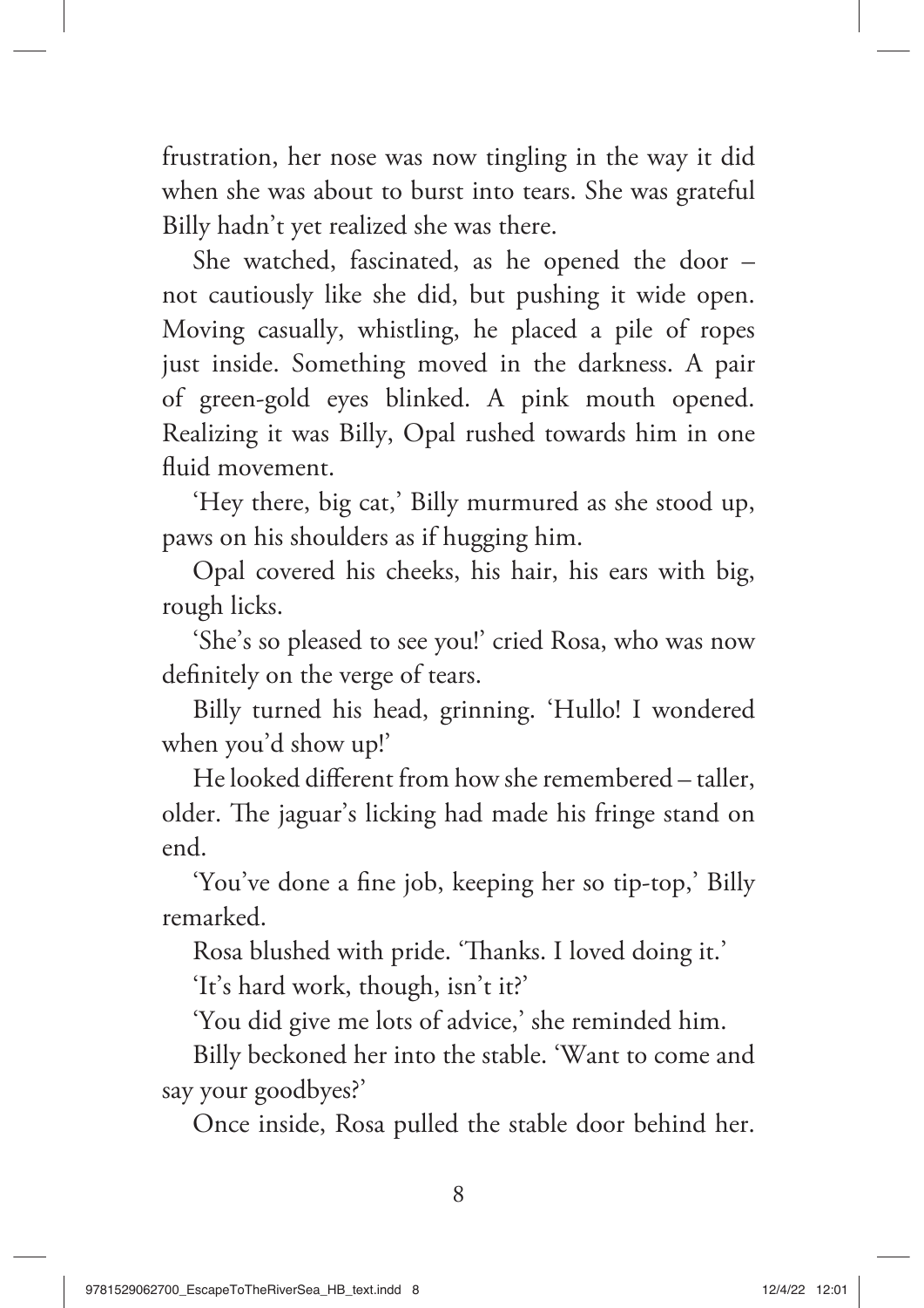frustration, her nose was now tingling in the way it did when she was about to burst into tears. She was grateful Billy hadn't yet realized she was there.

She watched, fascinated, as he opened the door – not cautiously like she did, but pushing it wide open. Moving casually, whistling, he placed a pile of ropes just inside. Something moved in the darkness. A pair of green-gold eyes blinked. A pink mouth opened. Realizing it was Billy, Opal rushed towards him in one fluid movement.

'Hey there, big cat,' Billy murmured as she stood up, paws on his shoulders as if hugging him.

Opal covered his cheeks, his hair, his ears with big, rough licks.

'She's so pleased to see you!' cried Rosa, who was now definitely on the verge of tears.

Billy turned his head, grinning. 'Hullo! I wondered when you'd show up!'

He looked different from how she remembered – taller, older. The jaguar's licking had made his fringe stand on end.

'You've done a fine job, keeping her so tip-top,' Billy remarked.

Rosa blushed with pride. 'Thanks. I loved doing it.'

'It's hard work, though, isn't it?'

'You did give me lots of advice,' she reminded him.

Billy beckoned her into the stable. 'Want to come and say your goodbyes?'

Once inside, Rosa pulled the stable door behind her.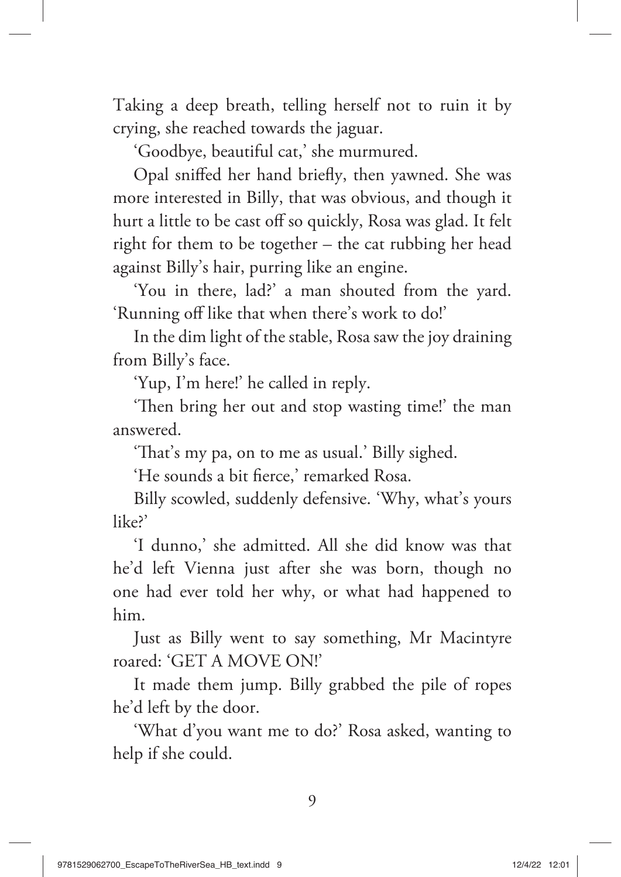Taking a deep breath, telling herself not to ruin it by crying, she reached towards the jaguar.

'Goodbye, beautiful cat,' she murmured.

Opal sniffed her hand briefly, then yawned. She was more interested in Billy, that was obvious, and though it hurt a little to be cast off so quickly, Rosa was glad. It felt right for them to be together – the cat rubbing her head against Billy's hair, purring like an engine.

'You in there, lad?' a man shouted from the yard. 'Running off like that when there's work to do!'

In the dim light of the stable, Rosa saw the joy draining from Billy's face.

'Yup, I'm here!' he called in reply.

'Then bring her out and stop wasting time!' the man answered.

'That's my pa, on to me as usual.' Billy sighed.

'He sounds a bit fierce,' remarked Rosa.

Billy scowled, suddenly defensive. 'Why, what's yours like?'

'I dunno,' she admitted. All she did know was that he'd left Vienna just after she was born, though no one had ever told her why, or what had happened to him.

Just as Billy went to say something, Mr Macintyre roared: 'GET A MOVE ON!'

It made them jump. Billy grabbed the pile of ropes he'd left by the door.

'What d'you want me to do?' Rosa asked, wanting to help if she could.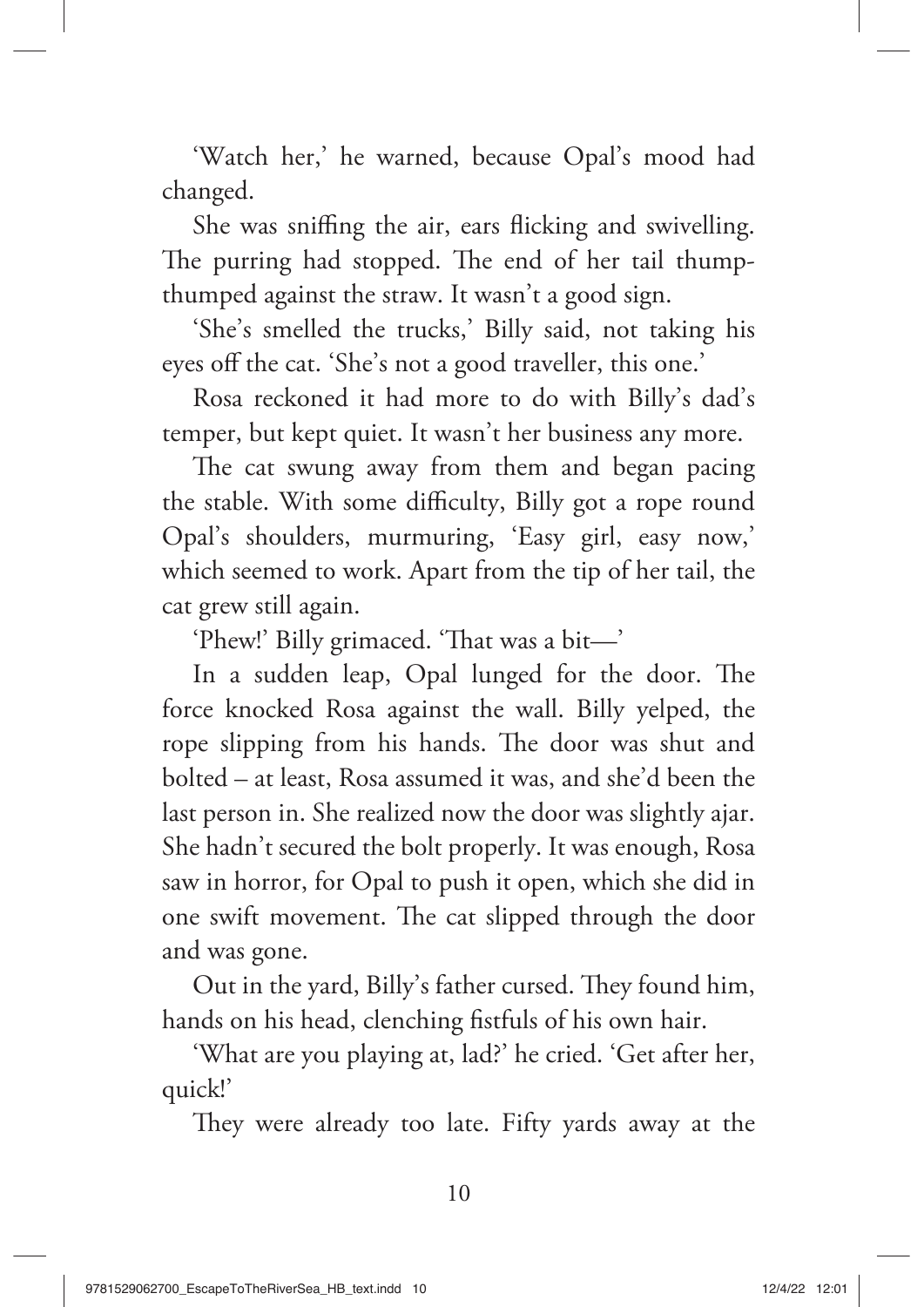'Watch her,' he warned, because Opal's mood had changed.

She was sniffing the air, ears flicking and swivelling. The purring had stopped. The end of her tail thump-thumped against the straw. It wasn't a good sign.

'She's smelled the trucks,' Billy said, not taking his eyes off the cat. 'She's not a good traveller, this one.'

Rosa reckoned it had more to do with Billy's dad's temper, but kept quiet. It wasn't her business any more.

The cat swung away from them and began pacing the stable. With some difficulty, Billy got a rope round Opal's shoulders, murmuring, 'Easy girl, easy now,' which seemed to work. Apart from the tip of her tail, the cat grew still again.

'Phew!' Billy grimaced. 'That was a bit—'

In a sudden leap, Opal lunged for the door. The force knocked Rosa against the wall. Billy yelped, the rope slipping from his hands. The door was shut and bolted – at least, Rosa assumed it was, and she'd been the last person in. She realized now the door was slightly ajar. She hadn't secured the bolt properly. It was enough, Rosa saw in horror, for Opal to push it open, which she did in one swift movement. The cat slipped through the door and was gone.

Out in the yard, Billy's father cursed. They found him, hands on his head, clenching fistfuls of his own hair.

'What are you playing at, lad?' he cried. 'Get after her, quick!'

They were already too late. Fifty yards away at the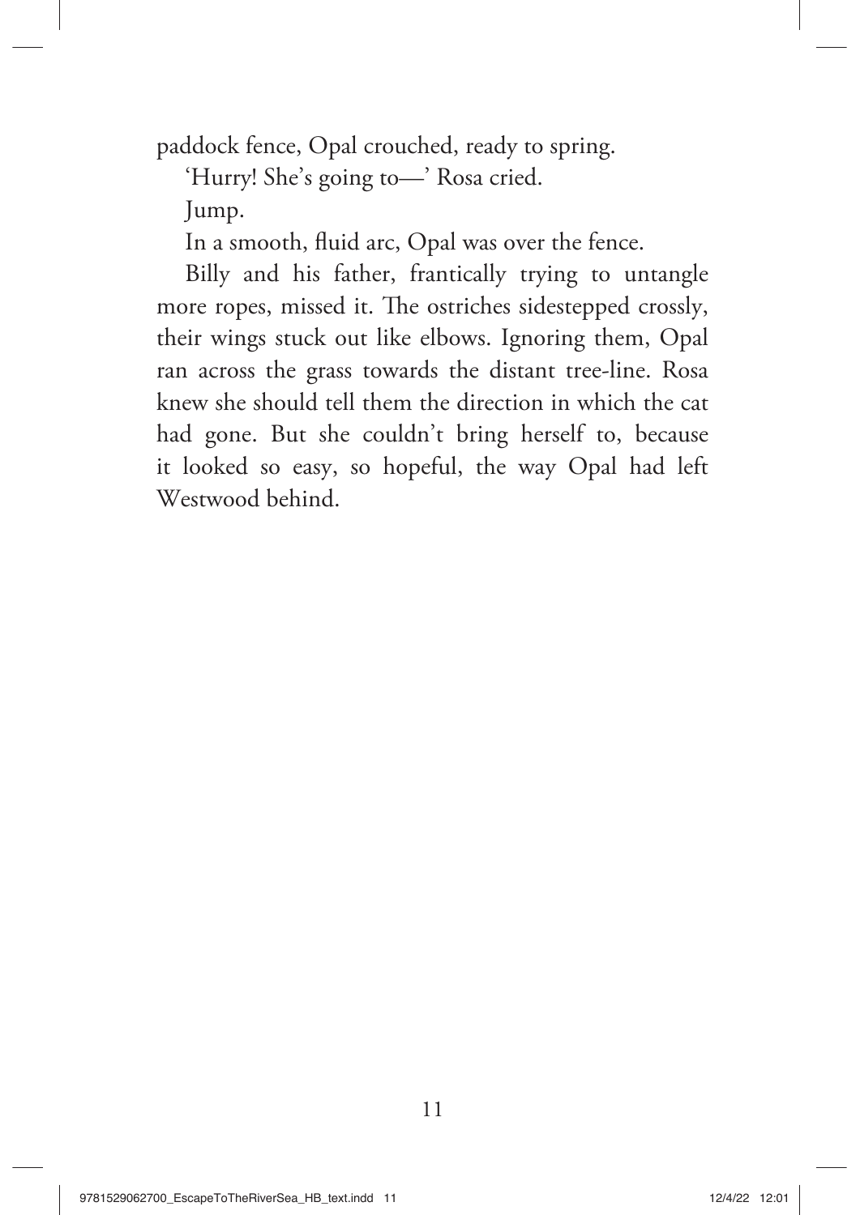paddock fence, Opal crouched, ready to spring.

'Hurry! She's going to—' Rosa cried.

Jump.

In a smooth, fluid arc, Opal was over the fence.

Billy and his father, frantically trying to untangle more ropes, missed it. The ostriches sidestepped crossly, their wings stuck out like elbows. Ignoring them, Opal ran across the grass towards the distant tree-line. Rosa knew she should tell them the direction in which the cat had gone. But she couldn't bring herself to, because it looked so easy, so hopeful, the way Opal had left Westwood behind.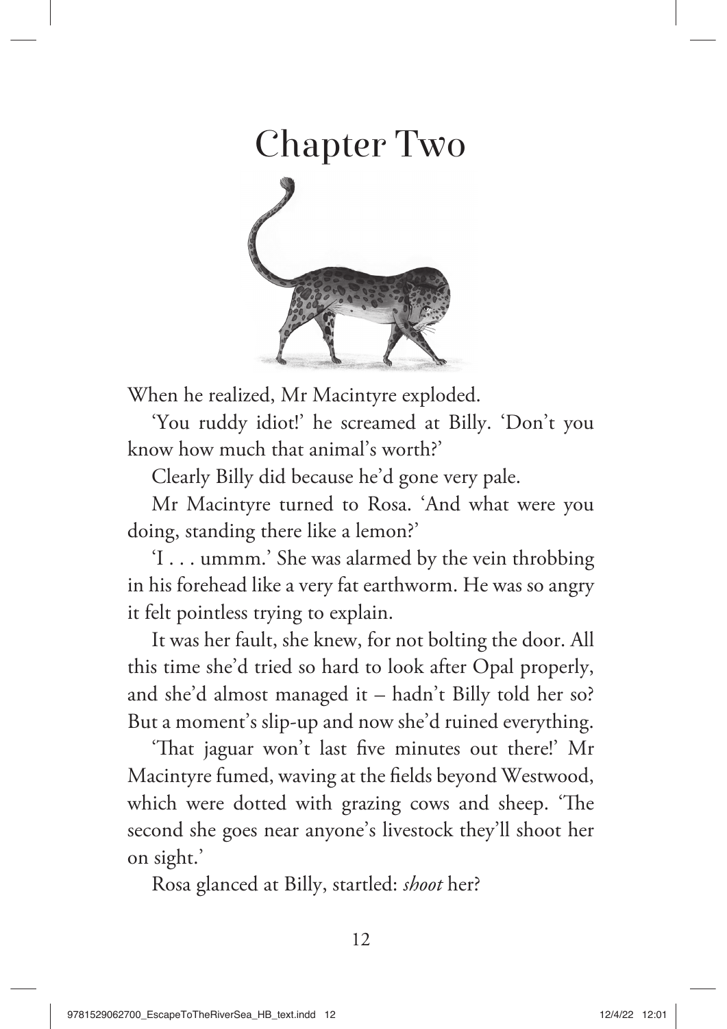# Chapter Two

When he realized, Mr Macintyre exploded.

'You ruddy idiot!' he screamed at Billy. 'Don't you know how much that animal's worth?'

Clearly Billy did because he'd gone very pale.

Mr Macintyre turned to Rosa. 'And what were you doing, standing there like a lemon?'

'I . . . ummm.' She was alarmed by the vein throbbing in his forehead like a very fat earthworm. He was so angry it felt pointless trying to explain.

It was her fault, she knew, for not bolting the door. All this time she'd tried so hard to look after Opal properly, and she'd almost managed it – hadn't Billy told her so? But a moment's slip-up and now she'd ruined everything.

'That jaguar won't last five minutes out there!' Mr Macintyre fumed, waving at the fields beyond Westwood, which were dotted with grazing cows and sheep. 'The second she goes near anyone's livestock they'll shoot her on sight.'

Rosa glanced at Billy, startled: *shoot* her?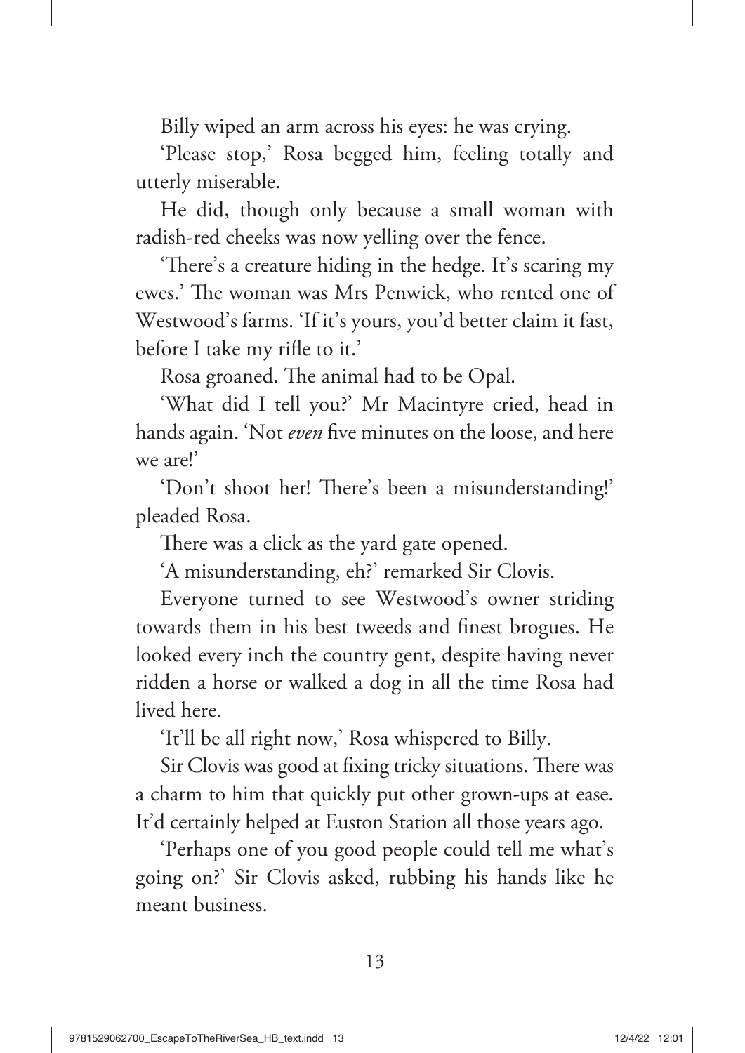Billy wiped an arm across his eyes: he was crying.

'Please stop,' Rosa begged him, feeling totally and utterly miserable.

He did, though only because a small woman with radish-red cheeks was now yelling over the fence.

'There's a creature hiding in the hedge. It's scaring my ewes.' The woman was Mrs Penwick, who rented one of Westwood's farms. 'If it's yours, you'd better claim it fast, before I take my rifle to it.'

Rosa groaned. The animal had to be Opal.

'What did I tell you?' Mr Macintyre cried, head in hands again. 'Not *even* five minutes on the loose, and here we are!'

'Don't shoot her! There's been a misunderstanding!' pleaded Rosa.

There was a click as the yard gate opened.

'A misunderstanding, eh?' remarked Sir Clovis.

Everyone turned to see Westwood's owner striding towards them in his best tweeds and finest brogues. He looked every inch the country gent, despite having never ridden a horse or walked a dog in all the time Rosa had lived here.

'It'll be all right now,' Rosa whispered to Billy.

Sir Clovis was good at fixing tricky situations. There was a charm to him that quickly put other grown-ups at ease. It'd certainly helped at Euston Station all those years ago.

'Perhaps one of you good people could tell me what's going on?' Sir Clovis asked, rubbing his hands like he meant business.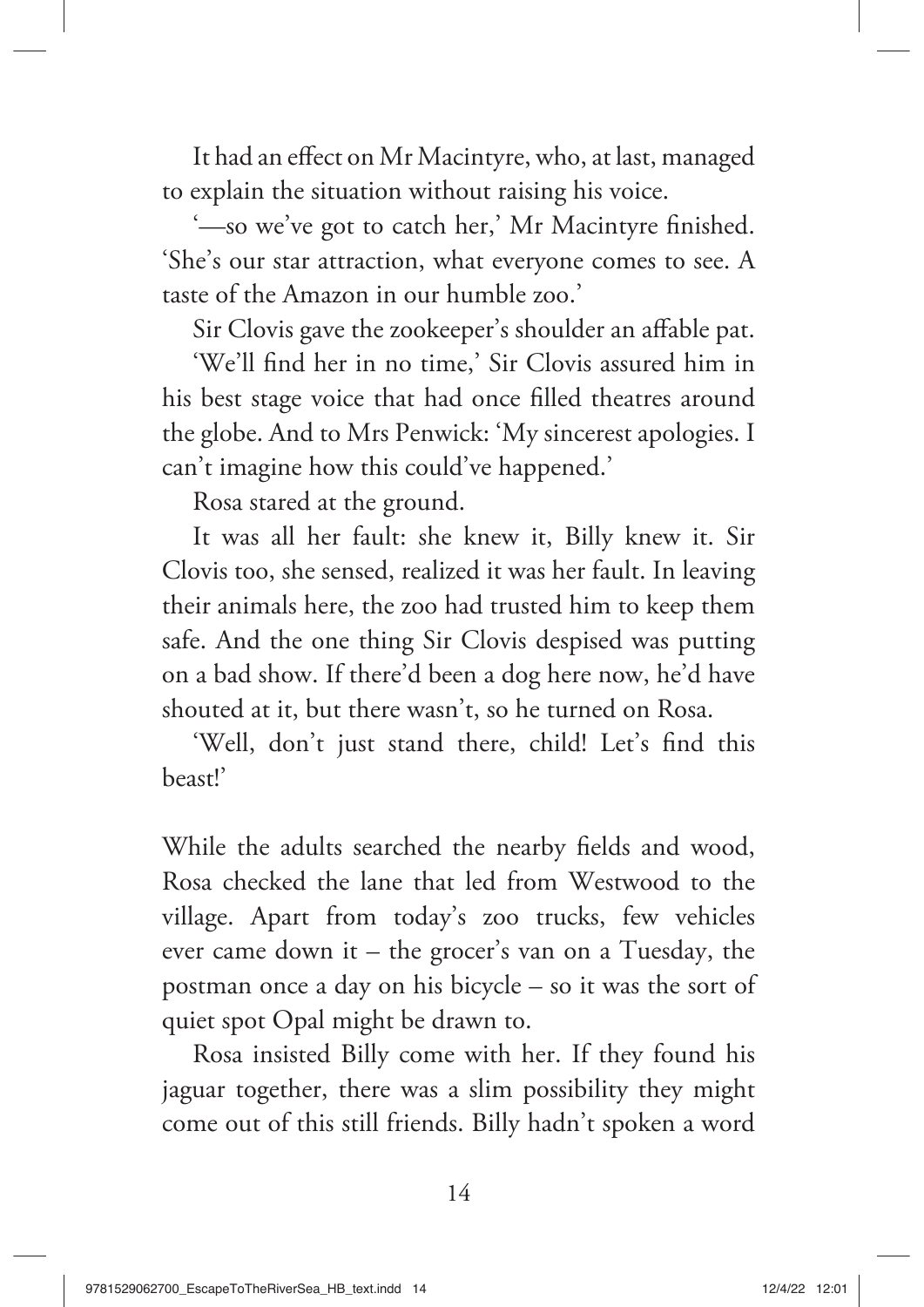It had an effect on Mr Macintyre, who, at last, managed to explain the situation without raising his voice.

'—so we've got to catch her,' Mr Macintyre finished. 'She's our star attraction, what everyone comes to see. A taste of the Amazon in our humble zoo.'

Sir Clovis gave the zookeeper's shoulder an affable pat.

'We'll find her in no time,' Sir Clovis assured him in his best stage voice that had once filled theatres around the globe. And to Mrs Penwick: 'My sincerest apologies. I can't imagine how this could've happened.'

Rosa stared at the ground.

It was all her fault: she knew it, Billy knew it. Sir Clovis too, she sensed, realized it was her fault. In leaving their animals here, the zoo had trusted him to keep them safe. And the one thing Sir Clovis despised was putting on a bad show. If there'd been a dog here now, he'd have shouted at it, but there wasn't, so he turned on Rosa.

'Well, don't just stand there, child! Let's find this beast!'

While the adults searched the nearby fields and wood, Rosa checked the lane that led from Westwood to the village. Apart from today's zoo trucks, few vehicles ever came down it – the grocer's van on a Tuesday, the postman once a day on his bicycle – so it was the sort of quiet spot Opal might be drawn to.

Rosa insisted Billy come with her. If they found his jaguar together, there was a slim possibility they might come out of this still friends. Billy hadn't spoken a word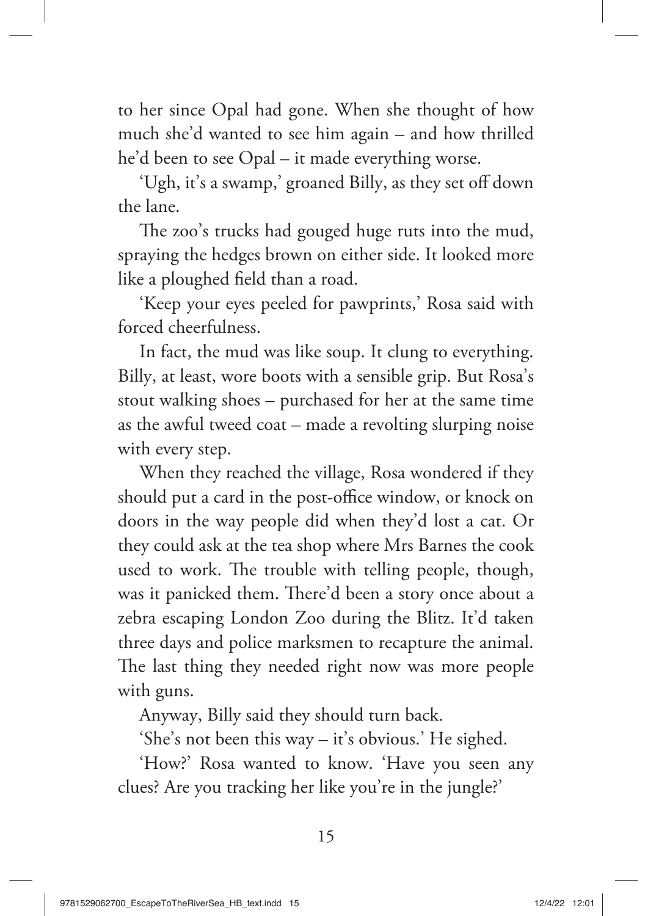to her since Opal had gone. When she thought of how much she'd wanted to see him again – and how thrilled he'd been to see Opal – it made everything worse.

'Ugh, it's a swamp,' groaned Billy, as they set off down the lane.

The zoo's trucks had gouged huge ruts into the mud, spraying the hedges brown on either side. It looked more like a ploughed field than a road.

'Keep your eyes peeled for pawprints,' Rosa said with forced cheerfulness.

In fact, the mud was like soup. It clung to everything. Billy, at least, wore boots with a sensible grip. But Rosa's stout walking shoes – purchased for her at the same time as the awful tweed coat – made a revolting slurping noise with every step.

When they reached the village, Rosa wondered if they should put a card in the post-office window, or knock on doors in the way people did when they'd lost a cat. Or they could ask at the tea shop where Mrs Barnes the cook used to work. The trouble with telling people, though, was it panicked them. There'd been a story once about a zebra escaping London Zoo during the Blitz. It'd taken three days and police marksmen to recapture the animal. The last thing they needed right now was more people with guns.

Anyway, Billy said they should turn back.

'She's not been this way – it's obvious.' He sighed.

'How?' Rosa wanted to know. 'Have you seen any clues? Are you tracking her like you're in the jungle?'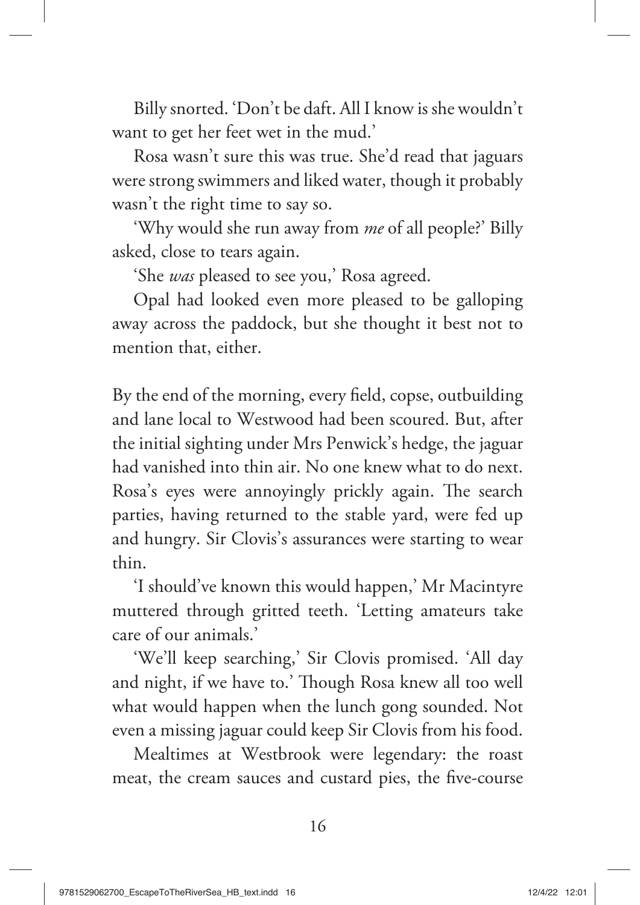Billy snorted. 'Don't be daft. All I know is she wouldn't want to get her feet wet in the mud.'

Rosa wasn't sure this was true. She'd read that jaguars were strong swimmers and liked water, though it probably wasn't the right time to say so.

'Why would she run away from *me* of all people?' Billy asked, close to tears again.

'She *was* pleased to see you,' Rosa agreed.

Opal had looked even more pleased to be galloping away across the paddock, but she thought it best not to mention that, either.

By the end of the morning, every field, copse, outbuilding and lane local to Westwood had been scoured. But, after the initial sighting under Mrs Penwick's hedge, the jaguar had vanished into thin air. No one knew what to do next. Rosa's eyes were annoyingly prickly again. The search parties, having returned to the stable yard, were fed up and hungry. Sir Clovis's assurances were starting to wear thin.

'I should've known this would happen,' Mr Macintyre muttered through gritted teeth. 'Letting amateurs take care of our animals.'

'We'll keep searching,' Sir Clovis promised. 'All day and night, if we have to.' Though Rosa knew all too well what would happen when the lunch gong sounded. Not even a missing jaguar could keep Sir Clovis from his food.

Mealtimes at Westbrook were legendary: the roast meat, the cream sauces and custard pies, the five-course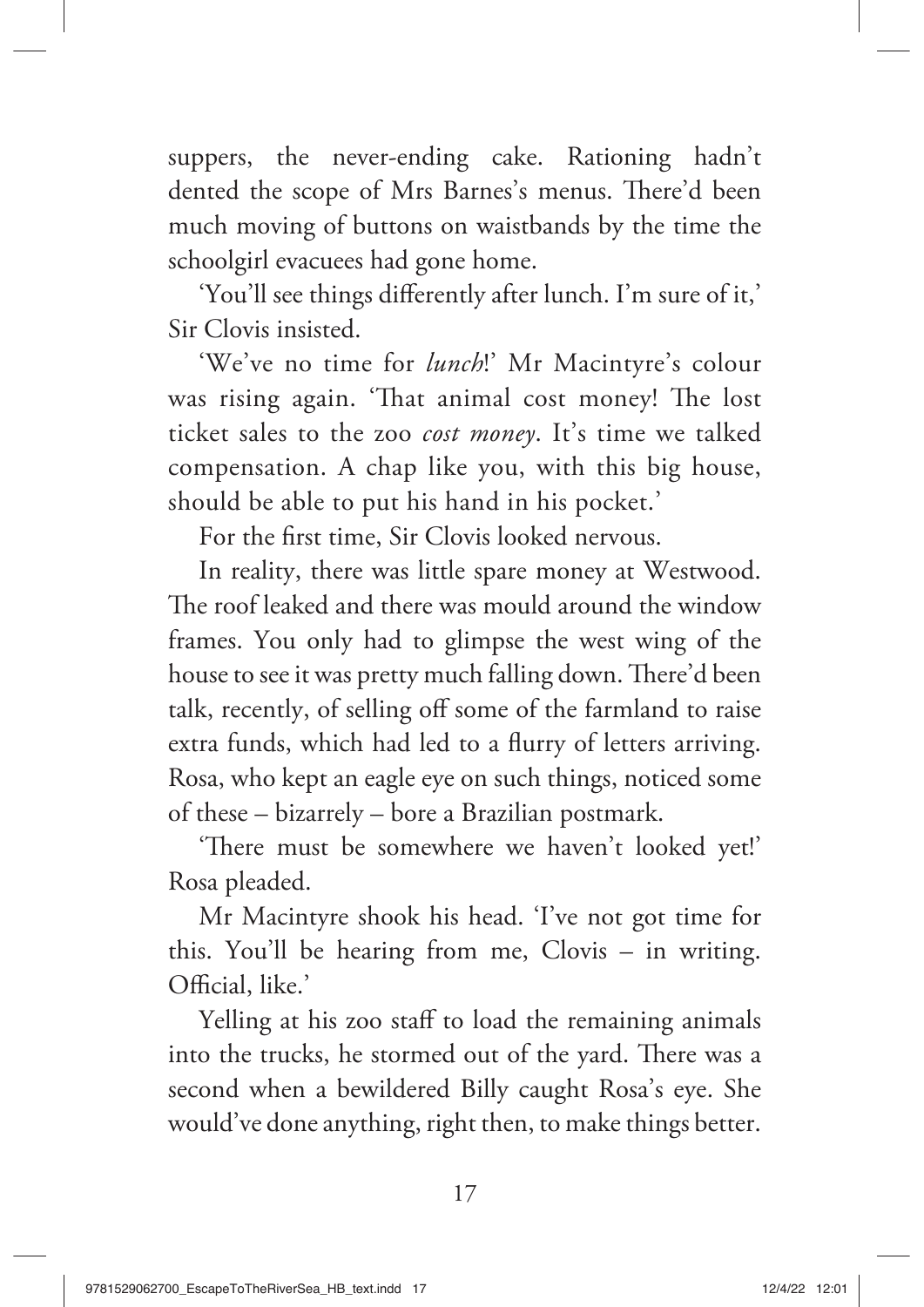suppers, the never-ending cake. Rationing hadn't dented the scope of Mrs Barnes's menus. There'd been much moving of buttons on waistbands by the time the schoolgirl evacuees had gone home.

'You'll see things differently after lunch. I'm sure of it,' Sir Clovis insisted.

'We've no time for *lunch*!' Mr Macintyre's colour was rising again. 'That animal cost money! The lost ticket sales to the zoo *cost money*. It's time we talked compensation. A chap like you, with this big house, should be able to put his hand in his pocket.'

For the first time, Sir Clovis looked nervous.

In reality, there was little spare money at Westwood. The roof leaked and there was mould around the window frames. You only had to glimpse the west wing of the house to see it was pretty much falling down. There'd been talk, recently, of selling off some of the farmland to raise extra funds, which had led to a flurry of letters arriving. Rosa, who kept an eagle eye on such things, noticed some of these – bizarrely – bore a Brazilian postmark.

'There must be somewhere we haven't looked yet!' Rosa pleaded.

Mr Macintyre shook his head. 'I've not got time for this. You'll be hearing from me, Clovis – in writing. Official, like.'

Yelling at his zoo staff to load the remaining animals into the trucks, he stormed out of the yard. There was a second when a bewildered Billy caught Rosa's eye. She would've done anything, right then, to make things better.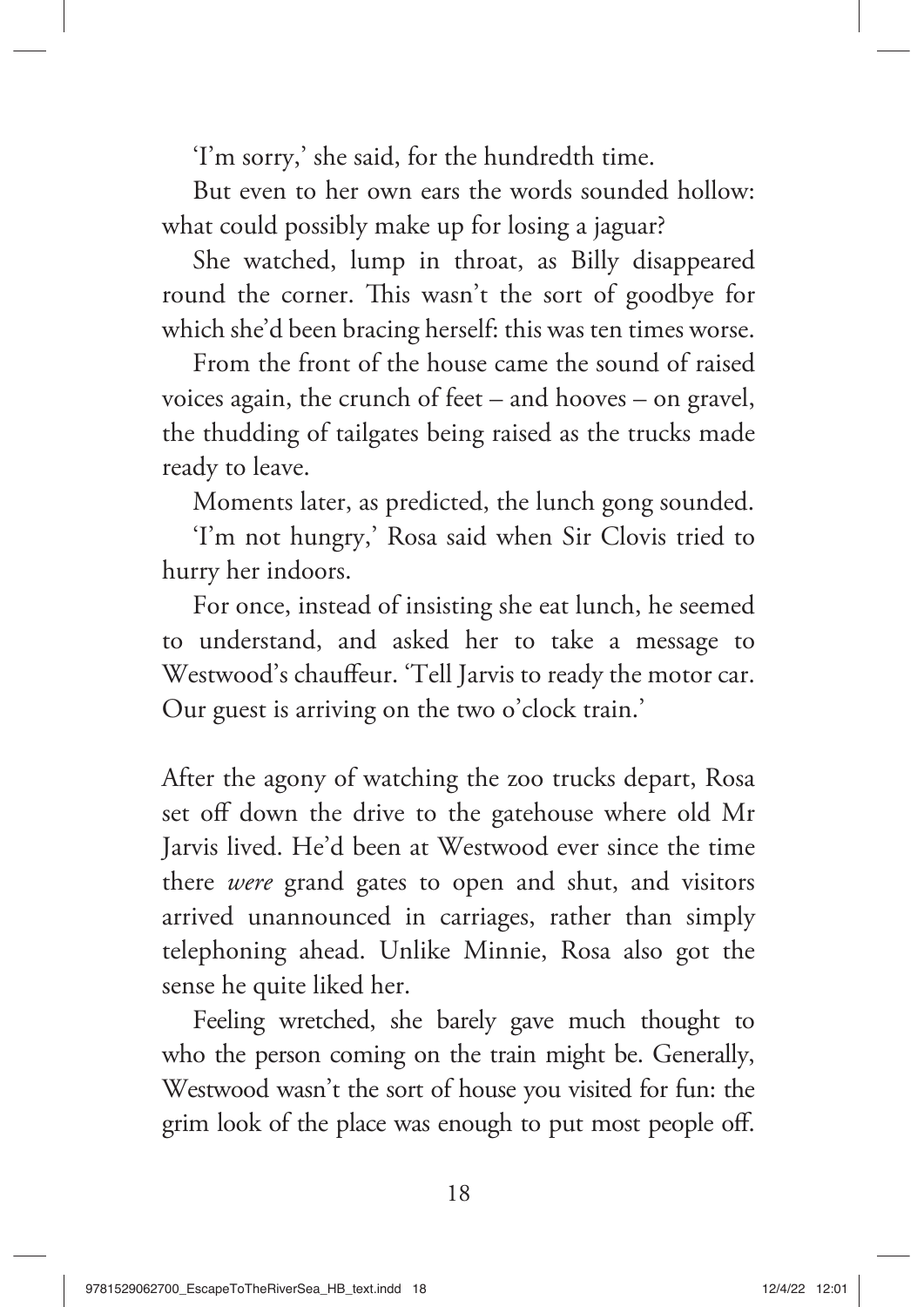'I'm sorry,' she said, for the hundredth time.

But even to her own ears the words sounded hollow: what could possibly make up for losing a jaguar?

She watched, lump in throat, as Billy disappeared round the corner. This wasn't the sort of goodbye for which she'd been bracing herself: this was ten times worse.

From the front of the house came the sound of raised voices again, the crunch of feet – and hooves – on gravel, the thudding of tailgates being raised as the trucks made ready to leave.

Moments later, as predicted, the lunch gong sounded.

'I'm not hungry,' Rosa said when Sir Clovis tried to hurry her indoors.

For once, instead of insisting she eat lunch, he seemed to understand, and asked her to take a message to Westwood's chauffeur. 'Tell Jarvis to ready the motor car. Our guest is arriving on the two o'clock train.'

After the agony of watching the zoo trucks depart, Rosa set off down the drive to the gatehouse where old Mr Jarvis lived. He'd been at Westwood ever since the time there *were* grand gates to open and shut, and visitors arrived unannounced in carriages, rather than simply telephoning ahead. Unlike Minnie, Rosa also got the sense he quite liked her.

Feeling wretched, she barely gave much thought to who the person coming on the train might be. Generally, Westwood wasn't the sort of house you visited for fun: the grim look of the place was enough to put most people off.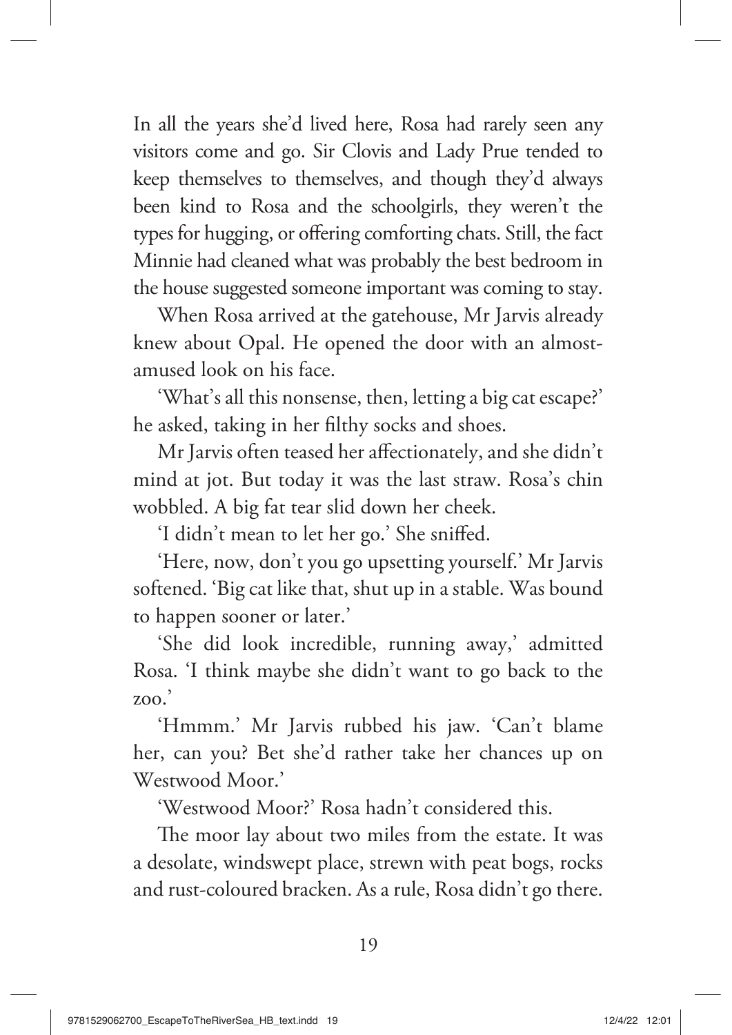In all the years she'd lived here, Rosa had rarely seen any visitors come and go. Sir Clovis and Lady Prue tended to keep themselves to themselves, and though they'd always been kind to Rosa and the schoolgirls, they weren't the types for hugging, or offering comforting chats. Still, the fact Minnie had cleaned what was probably the best bedroom in the house suggested someone important was coming to stay.

When Rosa arrived at the gatehouse, Mr Jarvis already knew about Opal. He opened the door with an almost-amused look on his face.

'What's all this nonsense, then, letting a big cat escape?' he asked, taking in her filthy socks and shoes.

Mr Jarvis often teased her affectionately, and she didn't mind at jot. But today it was the last straw. Rosa's chin wobbled. A big fat tear slid down her cheek.

'I didn't mean to let her go.' She sniffed.

'Here, now, don't you go upsetting yourself.' Mr Jarvis softened. 'Big cat like that, shut up in a stable. Was bound to happen sooner or later.'

'She did look incredible, running away,' admitted Rosa. 'I think maybe she didn't want to go back to the zoo.'

'Hmmm.' Mr Jarvis rubbed his jaw. 'Can't blame her, can you? Bet she'd rather take her chances up on Westwood Moor.'

'Westwood Moor?' Rosa hadn't considered this.

The moor lay about two miles from the estate. It was a desolate, windswept place, strewn with peat bogs, rocks and rust-coloured bracken. As a rule, Rosa didn't go there.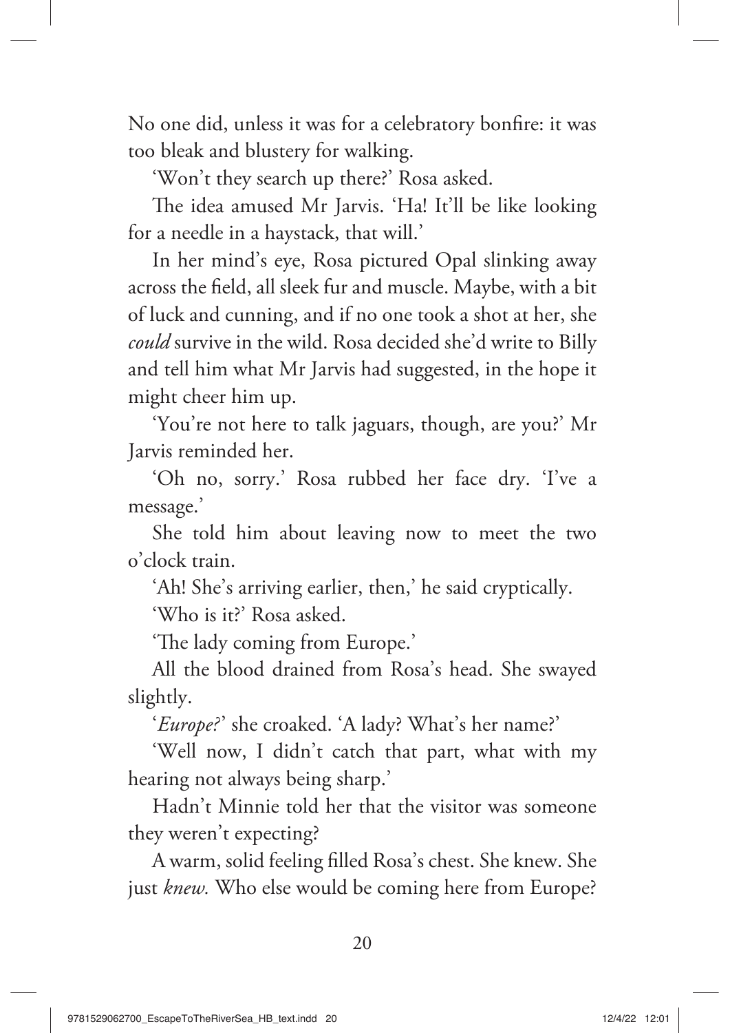No one did, unless it was for a celebratory bonfire: it was too bleak and blustery for walking.

'Won't they search up there?' Rosa asked.

The idea amused Mr Jarvis. 'Ha! It'll be like looking for a needle in a haystack, that will.'

In her mind's eye, Rosa pictured Opal slinking away across the field, all sleek fur and muscle. Maybe, with a bit of luck and cunning, and if no one took a shot at her, she *could* survive in the wild. Rosa decided she'd write to Billy and tell him what Mr Jarvis had suggested, in the hope it might cheer him up.

'You're not here to talk jaguars, though, are you?' Mr Jarvis reminded her.

'Oh no, sorry.' Rosa rubbed her face dry. 'I've a message.'

She told him about leaving now to meet the two o'clock train.

'Ah! She's arriving earlier, then,' he said cryptically.

'Who is it?' Rosa asked.

'The lady coming from Europe.'

All the blood drained from Rosa's head. She swayed slightly.

'*Europe?*' she croaked. 'A lady? What's her name?'

'Well now, I didn't catch that part, what with my hearing not always being sharp.'

Hadn't Minnie told her that the visitor was someone they weren't expecting?

A warm, solid feeling filled Rosa's chest. She knew. She just *knew.* Who else would be coming here from Europe?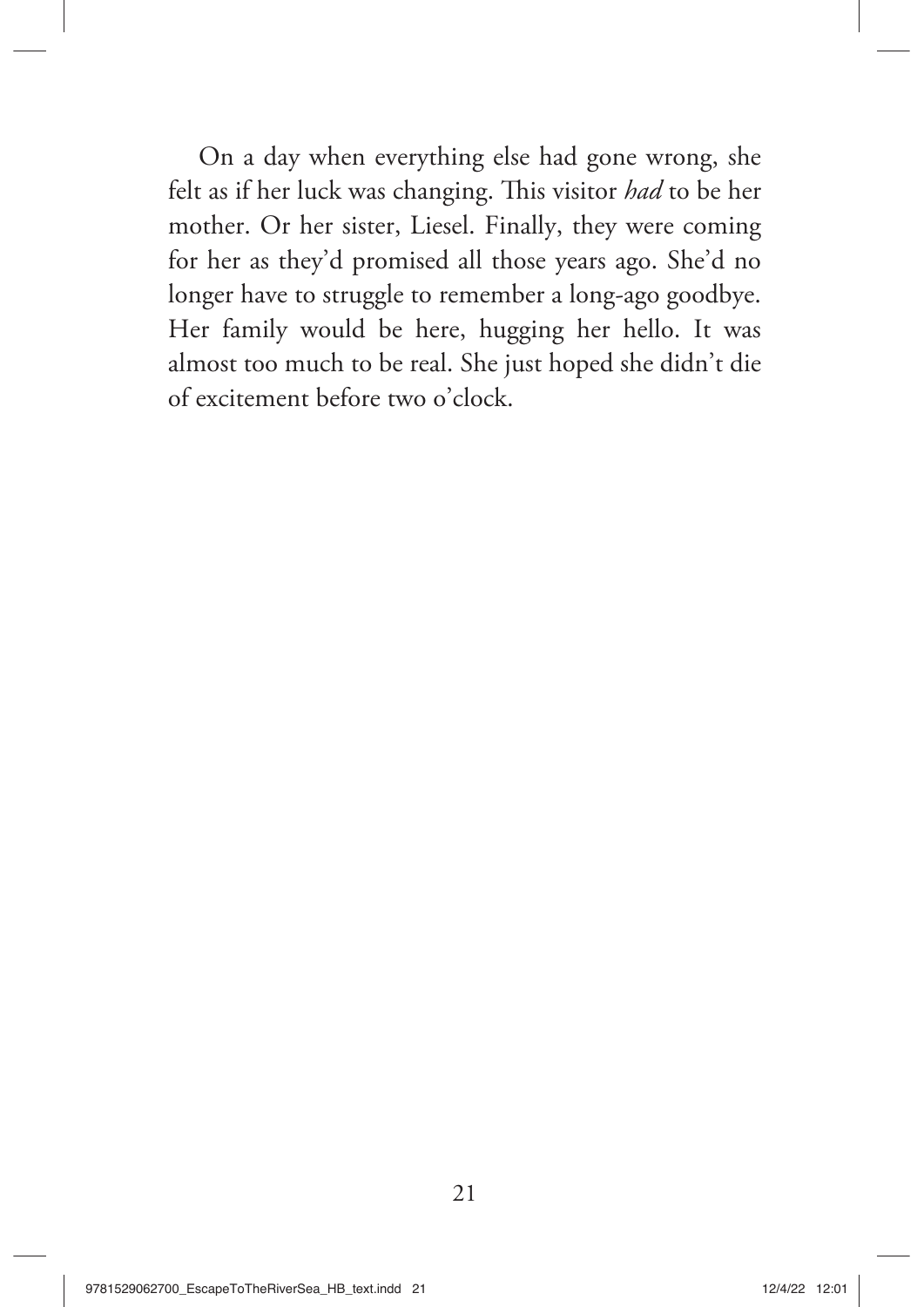On a day when everything else had gone wrong, she felt as if her luck was changing. This visitor *had* to be her mother. Or her sister, Liesel. Finally, they were coming for her as they'd promised all those years ago. She'd no longer have to struggle to remember a long-ago goodbye. Her family would be here, hugging her hello. It was almost too much to be real. She just hoped she didn't die of excitement before two o'clock.